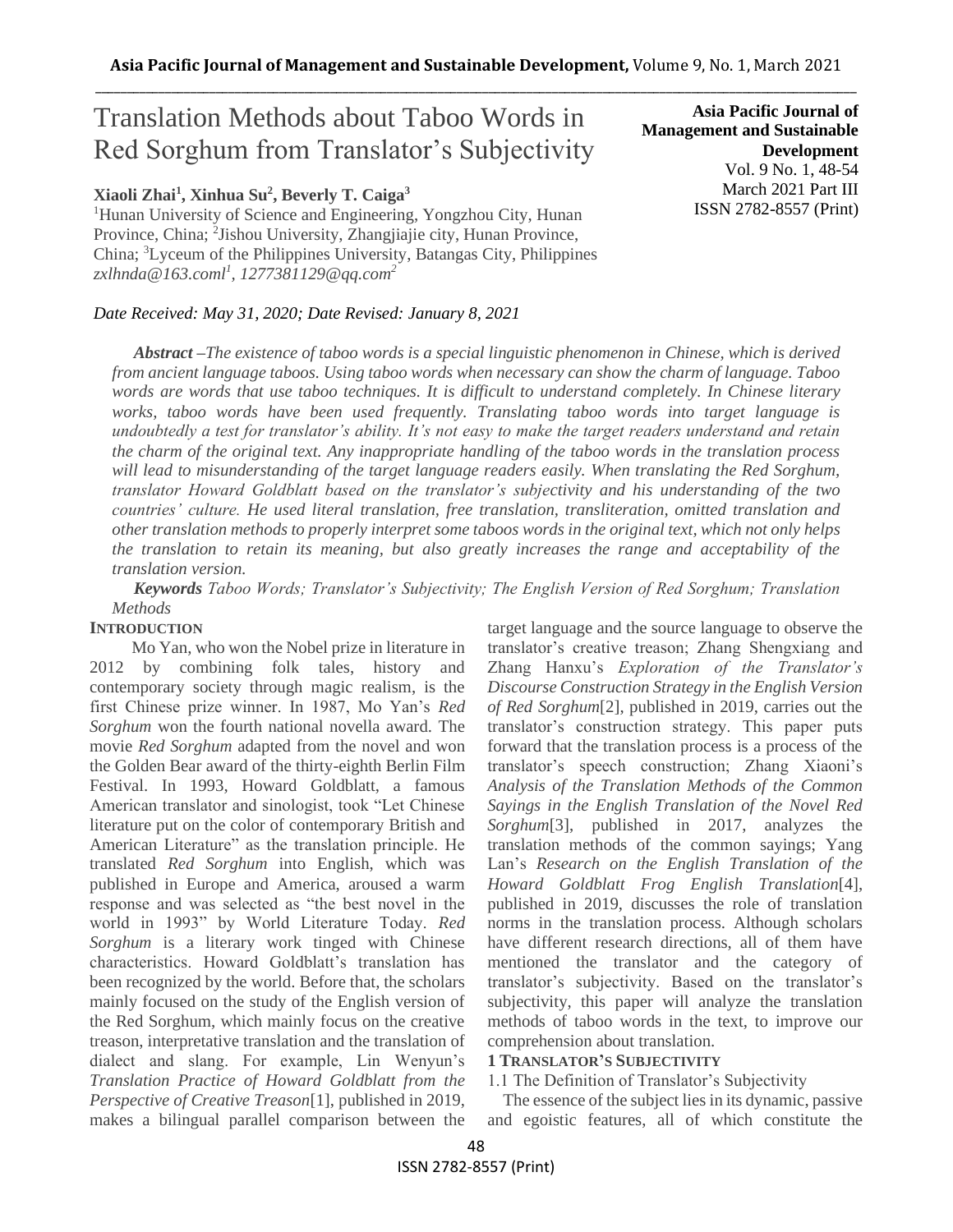# Translation Methods about Taboo Words in Red Sorghum from Translator's Subjectivity

**Asia Pacific Journal of Management and Sustainable Development**
Vol. 9 No. 1, 48-54
March 2021 Part III
ISSN 2782-8557 (Print)

**Xiaoli Zhai[1], Xinhua Su[2], Beverly T. Caiga[3]**

[1]Hunan University of Science and Engineering, Yongzhou City, Hunan Province, China; [2]Jishou University, Zhangjiajie city, Hunan Province, China; [3]Lyceum of the Philippines University, Batangas City, Philippines
*zxlhnda@163.coml[1], 1277381129@qq.com[2]*

*Date Received: May 31, 2020; Date Revised: January 8, 2021*

***Abstract*** *–The existence of taboo words is a special linguistic phenomenon in Chinese, which is derived from ancient language taboos. Using taboo words when necessary can show the charm of language. Taboo words are words that use taboo techniques. It is difficult to understand completely. In Chinese literary works, taboo words have been used frequently. Translating taboo words into target language is undoubtedly a test for translator's ability. It's not easy to make the target readers understand and retain the charm of the original text. Any inappropriate handling of the taboo words in the translation process will lead to misunderstanding of the target language readers easily. When translating the Red Sorghum, translator Howard Goldblatt based on the translator's subjectivity and his understanding of the two countries' culture. He used literal translation, free translation, transliteration, omitted translation and other translation methods to properly interpret some taboos words in the original text, which not only helps the translation to retain its meaning, but also greatly increases the range and acceptability of the translation version.*

***Keywords*** *Taboo Words; Translator's Subjectivity; The English Version of Red Sorghum; Translation Methods*

## INTRODUCTION

Mo Yan, who won the Nobel prize in literature in 2012 by combining folk tales, history and contemporary society through magic realism, is the first Chinese prize winner. In 1987, Mo Yan's *Red Sorghum* won the fourth national novella award. The movie *Red Sorghum* adapted from the novel and won the Golden Bear award of the thirty-eighth Berlin Film Festival. In 1993, Howard Goldblatt, a famous American translator and sinologist, took "Let Chinese literature put on the color of contemporary British and American Literature" as the translation principle. He translated *Red Sorghum* into English, which was published in Europe and America, aroused a warm response and was selected as "the best novel in the world in 1993" by World Literature Today. *Red Sorghum* is a literary work tinged with Chinese characteristics. Howard Goldblatt's translation has been recognized by the world. Before that, the scholars mainly focused on the study of the English version of the Red Sorghum, which mainly focus on the creative treason, interpretative translation and the translation of dialect and slang. For example, Lin Wenyun's *Translation Practice of Howard Goldblatt from the Perspective of Creative Treason*[1], published in 2019, makes a bilingual parallel comparison between the target language and the source language to observe the translator's creative treason; Zhang Shengxiang and Zhang Hanxu's *Exploration of the Translator's Discourse Construction Strategy in the English Version of Red Sorghum*[2], published in 2019, carries out the translator's construction strategy. This paper puts forward that the translation process is a process of the translator's speech construction; Zhang Xiaoni's *Analysis of the Translation Methods of the Common Sayings in the English Translation of the Novel Red Sorghum*[3], published in 2017, analyzes the translation methods of the common sayings; Yang Lan's *Research on the English Translation of the Howard Goldblatt Frog English Translation*[4], published in 2019, discusses the role of translation norms in the translation process. Although scholars have different research directions, all of them have mentioned the translator and the category of translator's subjectivity. Based on the translator's subjectivity, this paper will analyze the translation methods of taboo words in the text, to improve our comprehension about translation.

## 1 TRANSLATOR'S SUBJECTIVITY

### 1.1 The Definition of Translator's Subjectivity

The essence of the subject lies in its dynamic, passive and egoistic features, all of which constitute the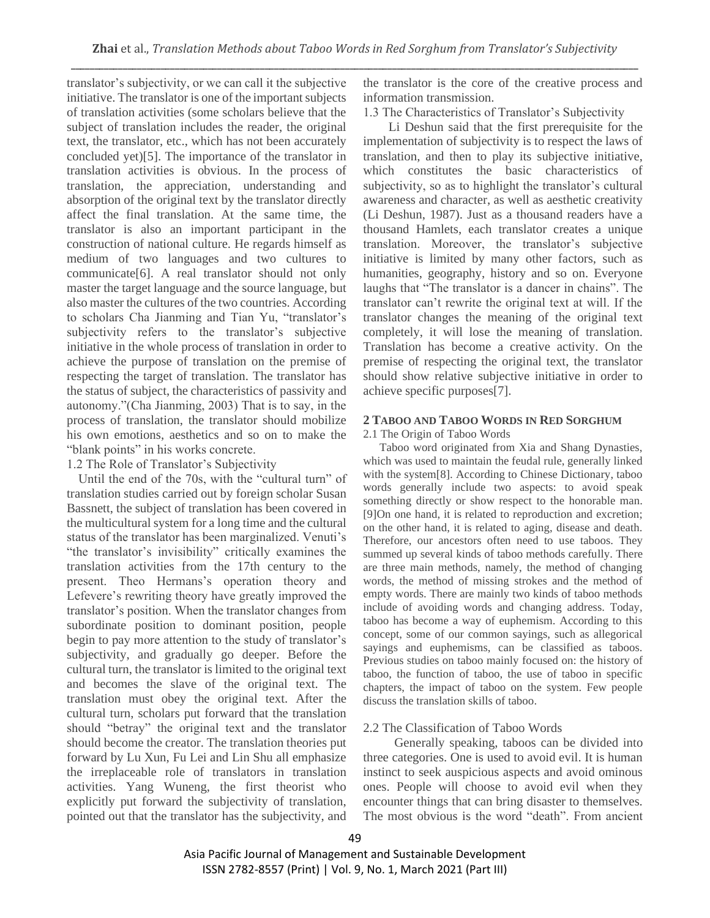translator's subjectivity, or we can call it the subjective initiative. The translator is one of the important subjects of translation activities (some scholars believe that the subject of translation includes the reader, the original text, the translator, etc., which has not been accurately concluded yet)[5]. The importance of the translator in translation activities is obvious. In the process of translation, the appreciation, understanding and absorption of the original text by the translator directly affect the final translation. At the same time, the translator is also an important participant in the construction of national culture. He regards himself as medium of two languages and two cultures to communicate[6]. A real translator should not only master the target language and the source language, but also master the cultures of the two countries. According to scholars Cha Jianming and Tian Yu, "translator's subjectivity refers to the translator's subjective initiative in the whole process of translation in order to achieve the purpose of translation on the premise of respecting the target of translation. The translator has the status of subject, the characteristics of passivity and autonomy."(Cha Jianming, 2003) That is to say, in the process of translation, the translator should mobilize his own emotions, aesthetics and so on to make the "blank points" in his works concrete.

1.2 The Role of Translator's Subjectivity

Until the end of the 70s, with the "cultural turn" of translation studies carried out by foreign scholar Susan Bassnett, the subject of translation has been covered in the multicultural system for a long time and the cultural status of the translator has been marginalized. Venuti's "the translator's invisibility" critically examines the translation activities from the 17th century to the present. Theo Hermans's operation theory and Lefevere's rewriting theory have greatly improved the translator's position. When the translator changes from subordinate position to dominant position, people begin to pay more attention to the study of translator's subjectivity, and gradually go deeper. Before the cultural turn, the translator is limited to the original text and becomes the slave of the original text. The translation must obey the original text. After the cultural turn, scholars put forward that the translation should "betray" the original text and the translator should become the creator. The translation theories put forward by Lu Xun, Fu Lei and Lin Shu all emphasize the irreplaceable role of translators in translation activities. Yang Wuneng, the first theorist who explicitly put forward the subjectivity of translation, pointed out that the translator has the subjectivity, and the translator is the core of the creative process and information transmission.

1.3 The Characteristics of Translator's Subjectivity

Li Deshun said that the first prerequisite for the implementation of subjectivity is to respect the laws of translation, and then to play its subjective initiative, which constitutes the basic characteristics of subjectivity, so as to highlight the translator's cultural awareness and character, as well as aesthetic creativity (Li Deshun, 1987). Just as a thousand readers have a thousand Hamlets, each translator creates a unique translation. Moreover, the translator's subjective initiative is limited by many other factors, such as humanities, geography, history and so on. Everyone laughs that "The translator is a dancer in chains". The translator can't rewrite the original text at will. If the translator changes the meaning of the original text completely, it will lose the meaning of translation. Translation has become a creative activity. On the premise of respecting the original text, the translator should show relative subjective initiative in order to achieve specific purposes[7].

## 2 TABOO AND TABOO WORDS IN RED SORGHUM

2.1 The Origin of Taboo Words

Taboo word originated from Xia and Shang Dynasties, which was used to maintain the feudal rule, generally linked with the system[8]. According to Chinese Dictionary, taboo words generally include two aspects: to avoid speak something directly or show respect to the honorable man.[9]On one hand, it is related to reproduction and excretion; on the other hand, it is related to aging, disease and death. Therefore, our ancestors often need to use taboos. They summed up several kinds of taboo methods carefully. There are three main methods, namely, the method of changing words, the method of missing strokes and the method of empty words. There are mainly two kinds of taboo methods include of avoiding words and changing address. Today, taboo has become a way of euphemism. According to this concept, some of our common sayings, such as allegorical sayings and euphemisms, can be classified as taboos. Previous studies on taboo mainly focused on: the history of taboo, the function of taboo, the use of taboo in specific chapters, the impact of taboo on the system. Few people discuss the translation skills of taboo.

2.2 The Classification of Taboo Words

Generally speaking, taboos can be divided into three categories. One is used to avoid evil. It is human instinct to seek auspicious aspects and avoid ominous ones. People will choose to avoid evil when they encounter things that can bring disaster to themselves. The most obvious is the word "death". From ancient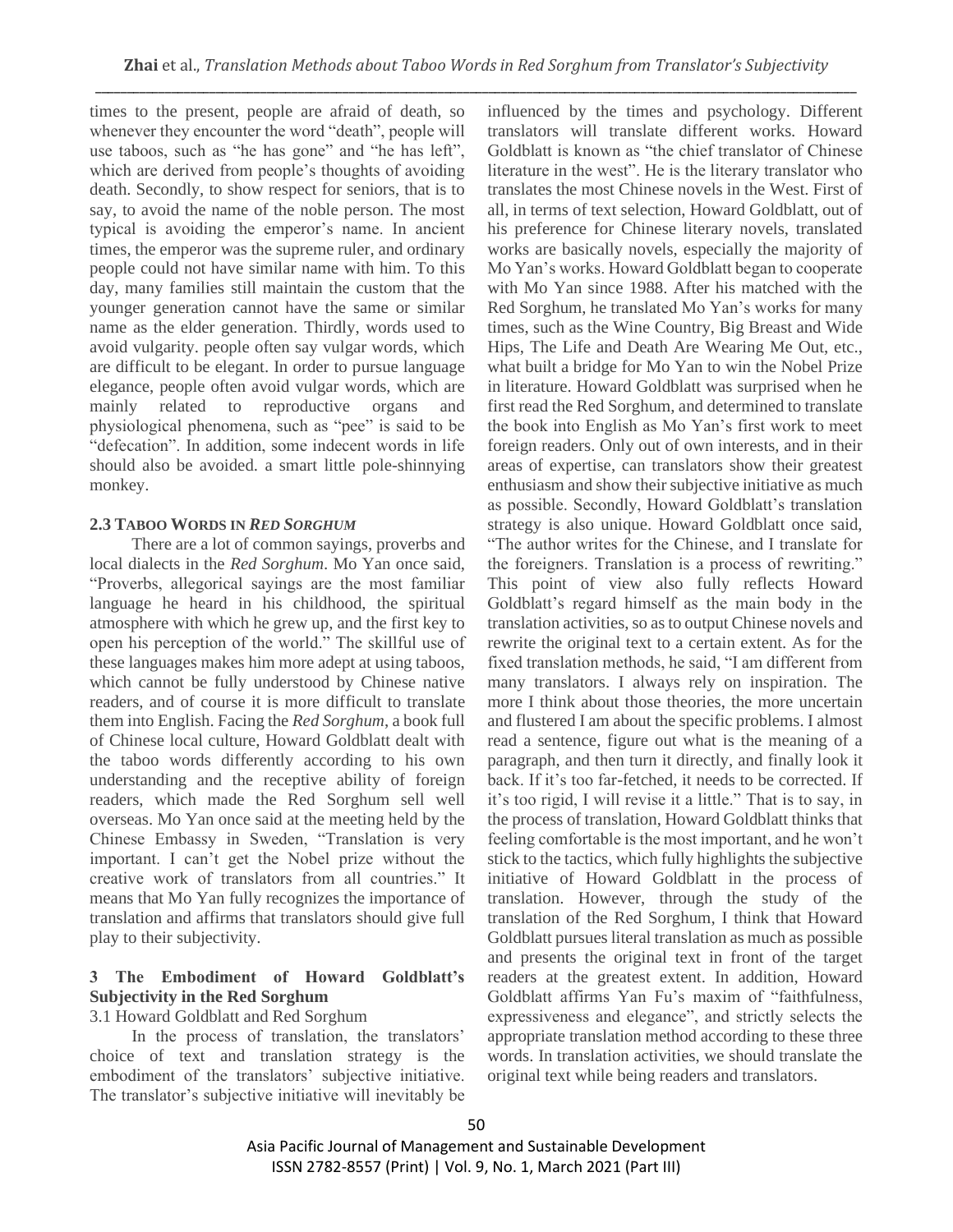times to the present, people are afraid of death, so whenever they encounter the word "death", people will use taboos, such as "he has gone" and "he has left", which are derived from people's thoughts of avoiding death. Secondly, to show respect for seniors, that is to say, to avoid the name of the noble person. The most typical is avoiding the emperor's name. In ancient times, the emperor was the supreme ruler, and ordinary people could not have similar name with him. To this day, many families still maintain the custom that the younger generation cannot have the same or similar name as the elder generation. Thirdly, words used to avoid vulgarity. people often say vulgar words, which are difficult to be elegant. In order to pursue language elegance, people often avoid vulgar words, which are mainly related to reproductive organs and physiological phenomena, such as "pee" is said to be "defecation". In addition, some indecent words in life should also be avoided. a smart little pole-shinnying monkey.

### 2.3 TABOO WORDS IN *RED SORGHUM*

There are a lot of common sayings, proverbs and local dialects in the *Red Sorghum*. Mo Yan once said, "Proverbs, allegorical sayings are the most familiar language he heard in his childhood, the spiritual atmosphere with which he grew up, and the first key to open his perception of the world." The skillful use of these languages makes him more adept at using taboos, which cannot be fully understood by Chinese native readers, and of course it is more difficult to translate them into English. Facing the *Red Sorghum*, a book full of Chinese local culture, Howard Goldblatt dealt with the taboo words differently according to his own understanding and the receptive ability of foreign readers, which made the Red Sorghum sell well overseas. Mo Yan once said at the meeting held by the Chinese Embassy in Sweden, "Translation is very important. I can't get the Nobel prize without the creative work of translators from all countries." It means that Mo Yan fully recognizes the importance of translation and affirms that translators should give full play to their subjectivity.

## 3 The Embodiment of Howard Goldblatt's Subjectivity in the Red Sorghum

### 3.1 Howard Goldblatt and Red Sorghum

In the process of translation, the translators' choice of text and translation strategy is the embodiment of the translators' subjective initiative. The translator's subjective initiative will inevitably be influenced by the times and psychology. Different translators will translate different works. Howard Goldblatt is known as "the chief translator of Chinese literature in the west". He is the literary translator who translates the most Chinese novels in the West. First of all, in terms of text selection, Howard Goldblatt, out of his preference for Chinese literary novels, translated works are basically novels, especially the majority of Mo Yan's works. Howard Goldblatt began to cooperate with Mo Yan since 1988. After his matched with the Red Sorghum, he translated Mo Yan's works for many times, such as the Wine Country, Big Breast and Wide Hips, The Life and Death Are Wearing Me Out, etc., what built a bridge for Mo Yan to win the Nobel Prize in literature. Howard Goldblatt was surprised when he first read the Red Sorghum, and determined to translate the book into English as Mo Yan's first work to meet foreign readers. Only out of own interests, and in their areas of expertise, can translators show their greatest enthusiasm and show their subjective initiative as much as possible. Secondly, Howard Goldblatt's translation strategy is also unique. Howard Goldblatt once said, "The author writes for the Chinese, and I translate for the foreigners. Translation is a process of rewriting." This point of view also fully reflects Howard Goldblatt's regard himself as the main body in the translation activities, so as to output Chinese novels and rewrite the original text to a certain extent. As for the fixed translation methods, he said, "I am different from many translators. I always rely on inspiration. The more I think about those theories, the more uncertain and flustered I am about the specific problems. I almost read a sentence, figure out what is the meaning of a paragraph, and then turn it directly, and finally look it back. If it's too far-fetched, it needs to be corrected. If it's too rigid, I will revise it a little." That is to say, in the process of translation, Howard Goldblatt thinks that feeling comfortable is the most important, and he won't stick to the tactics, which fully highlights the subjective initiative of Howard Goldblatt in the process of translation. However, through the study of the translation of the Red Sorghum, I think that Howard Goldblatt pursues literal translation as much as possible and presents the original text in front of the target readers at the greatest extent. In addition, Howard Goldblatt affirms Yan Fu's maxim of "faithfulness, expressiveness and elegance", and strictly selects the appropriate translation method according to these three words. In translation activities, we should translate the original text while being readers and translators.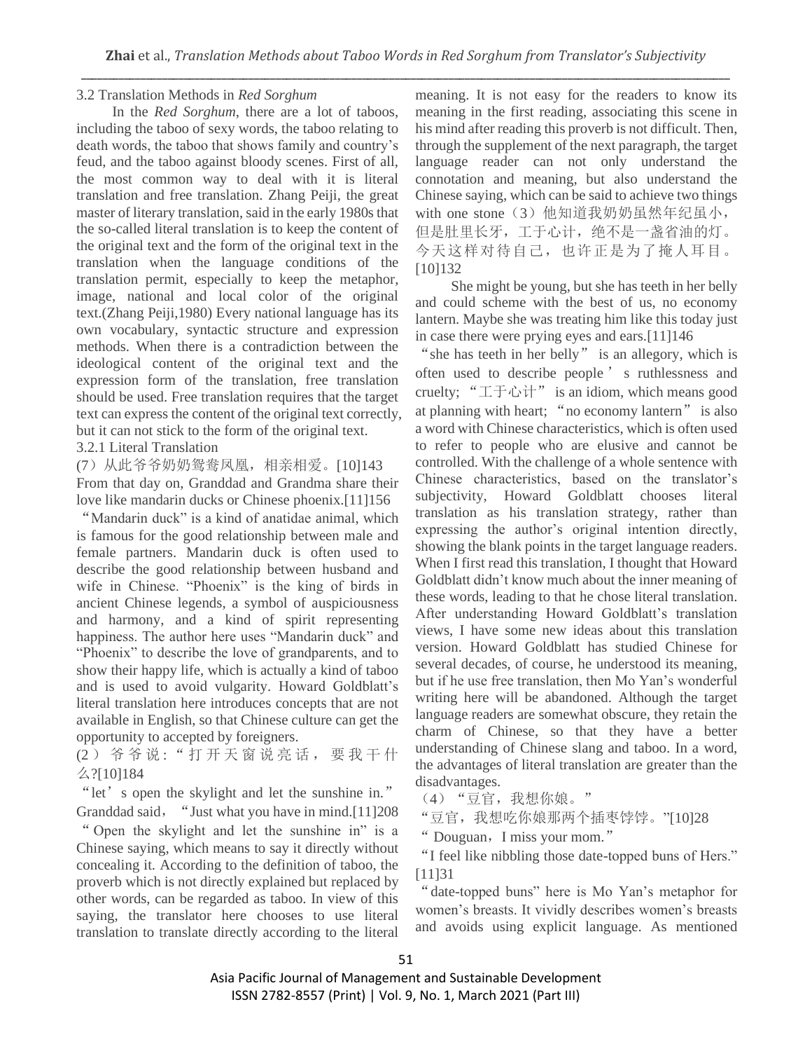### 3.2 Translation Methods in *Red Sorghum*

In the *Red Sorghum*, there are a lot of taboos, including the taboo of sexy words, the taboo relating to death words, the taboo that shows family and country's feud, and the taboo against bloody scenes. First of all, the most common way to deal with it is literal translation and free translation. Zhang Peiji, the great master of literary translation, said in the early 1980s that the so-called literal translation is to keep the content of the original text and the form of the original text in the translation when the language conditions of the translation permit, especially to keep the metaphor, image, national and local color of the original text.(Zhang Peiji,1980) Every national language has its own vocabulary, syntactic structure and expression methods. When there is a contradiction between the ideological content of the original text and the expression form of the translation, free translation should be used. Free translation requires that the target text can express the content of the original text correctly, but it can not stick to the form of the original text.

#### 3.2.1 Literal Translation

(7）从此爷爷奶奶鸳鸯凤凰，相亲相爱。[10]143

From that day on, Granddad and Grandma share their love like mandarin ducks or Chinese phoenix.[11]156

"Mandarin duck" is a kind of anatidae animal, which is famous for the good relationship between male and female partners. Mandarin duck is often used to describe the good relationship between husband and wife in Chinese. "Phoenix" is the king of birds in ancient Chinese legends, a symbol of auspiciousness and harmony, and a kind of spirit representing happiness. The author here uses "Mandarin duck" and "Phoenix" to describe the love of grandparents, and to show their happy life, which is actually a kind of taboo and is used to avoid vulgarity. Howard Goldblatt's literal translation here introduces concepts that are not available in English, so that Chinese culture can get the opportunity to accepted by foreigners.

(2）爷爷说："打开天窗说亮话，要我干什么?[10]184

"let' s open the skylight and let the sunshine in." Granddad said， "Just what you have in mind.[11]208

" Open the skylight and let the sunshine in" is a Chinese saying, which means to say it directly without concealing it. According to the definition of taboo, the proverb which is not directly explained but replaced by other words, can be regarded as taboo. In view of this saying, the translator here chooses to use literal translation to translate directly according to the literal meaning. It is not easy for the readers to know its meaning in the first reading, associating this scene in his mind after reading this proverb is not difficult. Then, through the supplement of the next paragraph, the target language reader can not only understand the connotation and meaning, but also understand the Chinese saying, which can be said to achieve two things with one stone（3）他知道我奶奶虽然年纪虽小，但是肚里长牙，工于心计，绝不是一盏省油的灯。今天这样对待自己，也许正是为了掩人耳目。[10]132

She might be young, but she has teeth in her belly and could scheme with the best of us, no economy lantern. Maybe she was treating him like this today just in case there were prying eyes and ears.[11]146

"she has teeth in her belly" is an allegory, which is often used to describe people's ruthlessness and cruelty; "工于心计" is an idiom, which means good at planning with heart; "no economy lantern" is also a word with Chinese characteristics, which is often used to refer to people who are elusive and cannot be controlled. With the challenge of a whole sentence with Chinese characteristics, based on the translator's subjectivity, Howard Goldblatt chooses literal translation as his translation strategy, rather than expressing the author's original intention directly, showing the blank points in the target language readers. When I first read this translation, I thought that Howard Goldblatt didn't know much about the inner meaning of these words, leading to that he chose literal translation. After understanding Howard Goldblatt's translation views, I have some new ideas about this translation version. Howard Goldblatt has studied Chinese for several decades, of course, he understood its meaning, but if he use free translation, then Mo Yan's wonderful writing here will be abandoned. Although the target language readers are somewhat obscure, they retain the charm of Chinese, so that they have a better understanding of Chinese slang and taboo. In a word, the advantages of literal translation are greater than the disadvantages.

（4）"豆官，我想你娘。"

"豆官，我想吃你娘那两个插枣饽饽。"[10]28

" Douguan，I miss your mom."

"I feel like nibbling those date-topped buns of Hers." [11]31

"date-topped buns" here is Mo Yan's metaphor for women's breasts. It vividly describes women's breasts and avoids using explicit language. As mentioned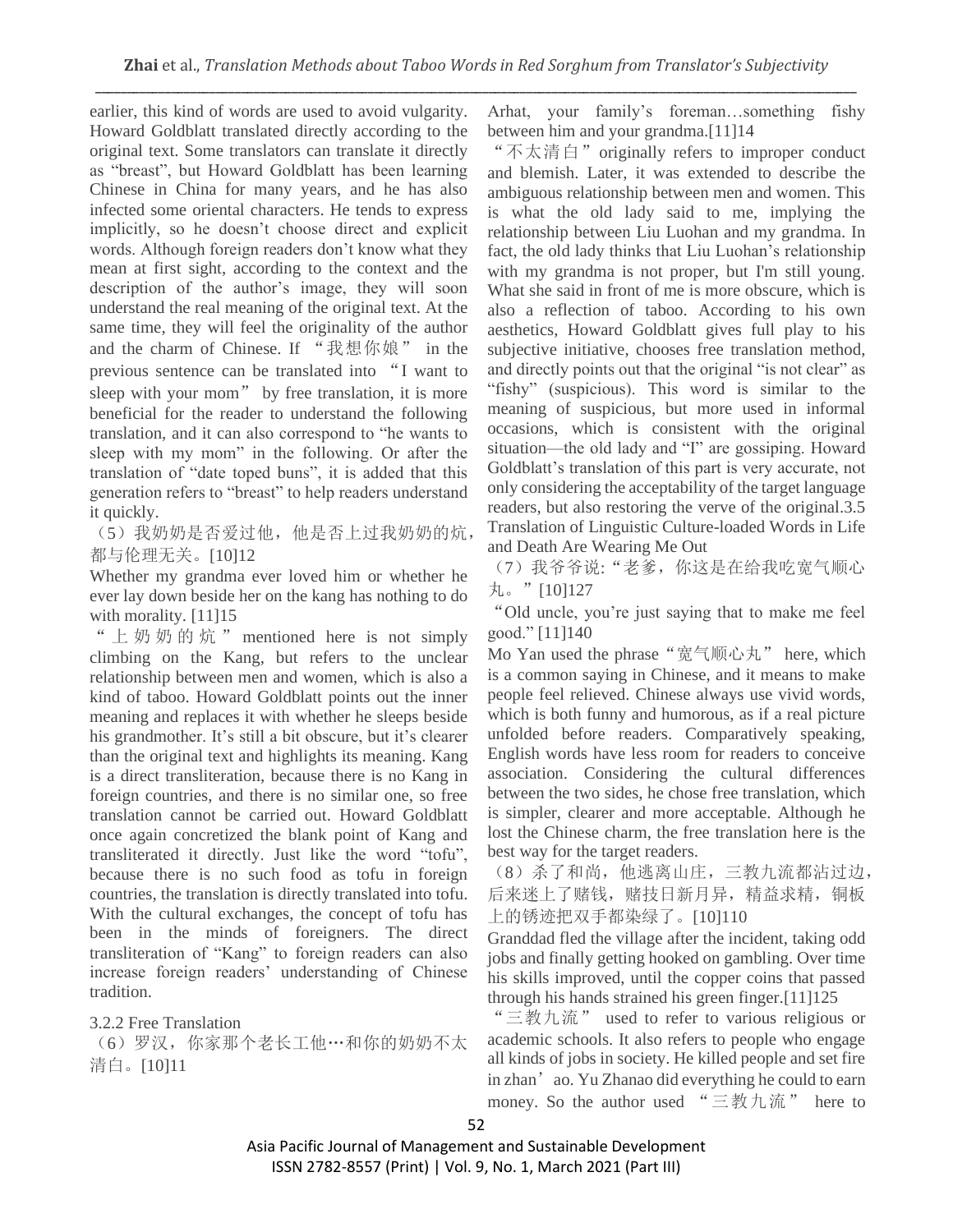earlier, this kind of words are used to avoid vulgarity. Howard Goldblatt translated directly according to the original text. Some translators can translate it directly as "breast", but Howard Goldblatt has been learning Chinese in China for many years, and he has also infected some oriental characters. He tends to express implicitly, so he doesn't choose direct and explicit words. Although foreign readers don't know what they mean at first sight, according to the context and the description of the author's image, they will soon understand the real meaning of the original text. At the same time, they will feel the originality of the author and the charm of Chinese. If "我想你娘" in the previous sentence can be translated into "I want to sleep with your mom" by free translation, it is more beneficial for the reader to understand the following translation, and it can also correspond to "he wants to sleep with my mom" in the following. Or after the translation of "date toped buns", it is added that this generation refers to "breast" to help readers understand it quickly.

（5）我奶奶是否爱过他，他是否上过我奶奶的炕，都与伦理无关。[10]12

Whether my grandma ever loved him or whether he ever lay down beside her on the kang has nothing to do with morality. [11]15

"上奶奶的炕" mentioned here is not simply climbing on the Kang, but refers to the unclear relationship between men and women, which is also a kind of taboo. Howard Goldblatt points out the inner meaning and replaces it with whether he sleeps beside his grandmother. It's still a bit obscure, but it's clearer than the original text and highlights its meaning. Kang is a direct transliteration, because there is no Kang in foreign countries, and there is no similar one, so free translation cannot be carried out. Howard Goldblatt once again concretized the blank point of Kang and transliterated it directly. Just like the word "tofu", because there is no such food as tofu in foreign countries, the translation is directly translated into tofu. With the cultural exchanges, the concept of tofu has been in the minds of foreigners. The direct transliteration of "Kang" to foreign readers can also increase foreign readers' understanding of Chinese tradition.

3.2.2 Free Translation

（6）罗汉，你家那个老长工他…和你的奶奶不太清白。[10]11

Arhat, your family's foreman…something fishy between him and your grandma.[11]14

"不太清白" originally refers to improper conduct and blemish. Later, it was extended to describe the ambiguous relationship between men and women. This is what the old lady said to me, implying the relationship between Liu Luohan and my grandma. In fact, the old lady thinks that Liu Luohan's relationship with my grandma is not proper, but I'm still young. What she said in front of me is more obscure, which is also a reflection of taboo. According to his own aesthetics, Howard Goldblatt gives full play to his subjective initiative, chooses free translation method, and directly points out that the original "is not clear" as "fishy" (suspicious). This word is similar to the meaning of suspicious, but more used in informal occasions, which is consistent with the original situation—the old lady and "I" are gossiping. Howard Goldblatt's translation of this part is very accurate, not only considering the acceptability of the target language readers, but also restoring the verve of the original.3.5 Translation of Linguistic Culture-loaded Words in Life and Death Are Wearing Me Out

（7）我爷爷说:"老爹，你这是在给我吃宽气顺心丸。"[10]127

"Old uncle, you're just saying that to make me feel good." [11]140

Mo Yan used the phrase "宽气顺心丸" here, which is a common saying in Chinese, and it means to make people feel relieved. Chinese always use vivid words, which is both funny and humorous, as if a real picture unfolded before readers. Comparatively speaking, English words have less room for readers to conceive association. Considering the cultural differences between the two sides, he chose free translation, which is simpler, clearer and more acceptable. Although he lost the Chinese charm, the free translation here is the best way for the target readers.

（8）杀了和尚，他逃离山庄，三教九流都沾过边，后来迷上了赌钱，赌技日新月异，精益求精，铜板上的锈迹把双手都染绿了。[10]110

Granddad fled the village after the incident, taking odd jobs and finally getting hooked on gambling. Over time his skills improved, until the copper coins that passed through his hands strained his green finger.[11]125

"三教九流" used to refer to various religious or academic schools. It also refers to people who engage all kinds of jobs in society. He killed people and set fire in zhan'ao. Yu Zhanao did everything he could to earn money. So the author used "三教九流" here to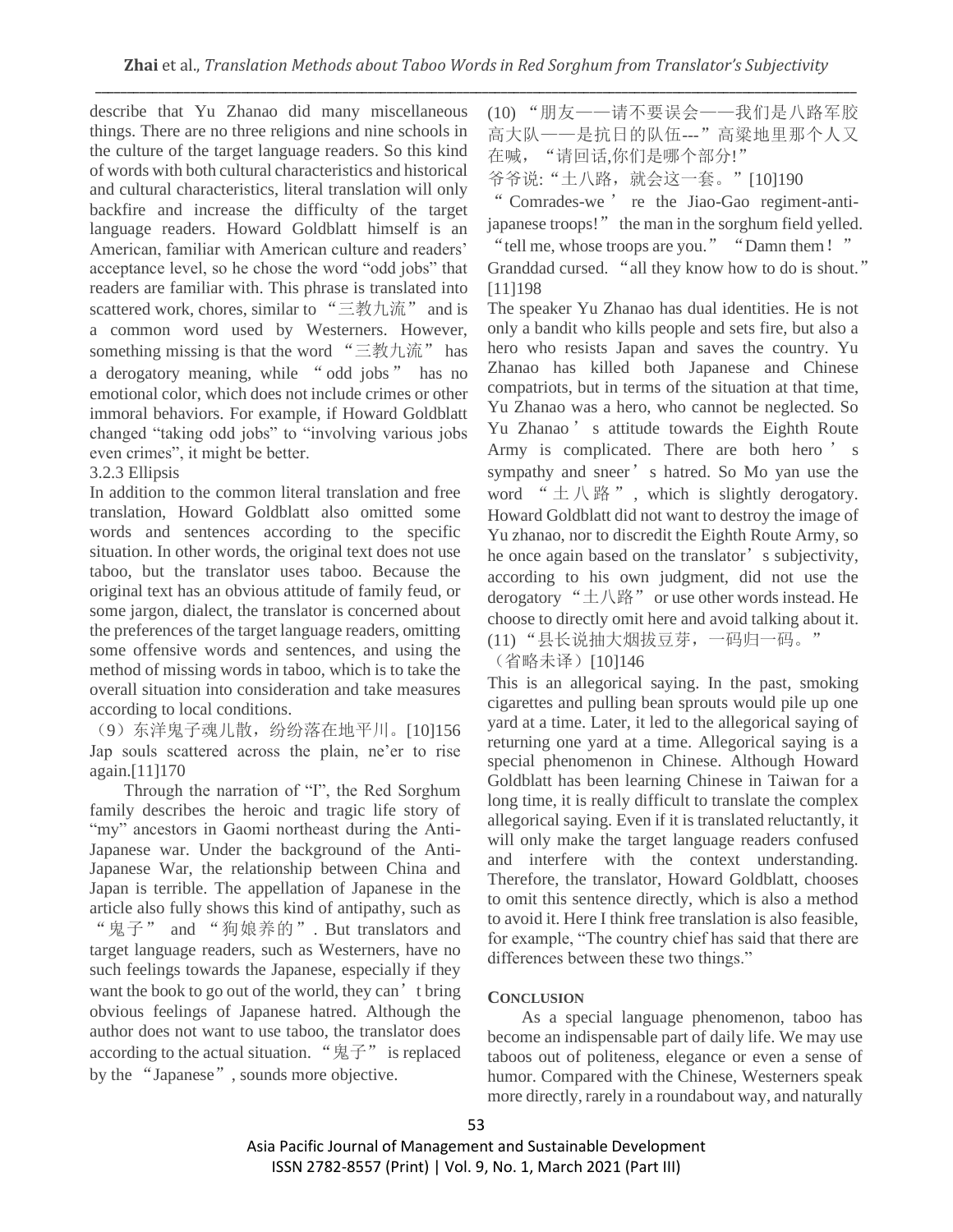describe that Yu Zhanao did many miscellaneous things. There are no three religions and nine schools in the culture of the target language readers. So this kind of words with both cultural characteristics and historical and cultural characteristics, literal translation will only backfire and increase the difficulty of the target language readers. Howard Goldblatt himself is an American, familiar with American culture and readers' acceptance level, so he chose the word "odd jobs" that readers are familiar with. This phrase is translated into scattered work, chores, similar to "三教九流" and is a common word used by Westerners. However, something missing is that the word "三教九流" has a derogatory meaning, while "odd jobs" has no emotional color, which does not include crimes or other immoral behaviors. For example, if Howard Goldblatt changed "taking odd jobs" to "involving various jobs even crimes", it might be better.

3.2.3 Ellipsis

In addition to the common literal translation and free translation, Howard Goldblatt also omitted some words and sentences according to the specific situation. In other words, the original text does not use taboo, but the translator uses taboo. Because the original text has an obvious attitude of family feud, or some jargon, dialect, the translator is concerned about the preferences of the target language readers, omitting some offensive words and sentences, and using the method of missing words in taboo, which is to take the overall situation into consideration and take measures according to local conditions.

（9）东洋鬼子魂儿散，纷纷落在地平川。[10]156

Jap souls scattered across the plain, ne'er to rise again.[11]170

Through the narration of "I", the Red Sorghum family describes the heroic and tragic life story of "my" ancestors in Gaomi northeast during the Anti-Japanese war. Under the background of the Anti-Japanese War, the relationship between China and Japan is terrible. The appellation of Japanese in the article also fully shows this kind of antipathy, such as "鬼子" and "狗娘养的". But translators and target language readers, such as Westerners, have no such feelings towards the Japanese, especially if they want the book to go out of the world, they can't bring obvious feelings of Japanese hatred. Although the author does not want to use taboo, the translator does according to the actual situation. "鬼子" is replaced by the "Japanese", sounds more objective.

(10) "朋友——请不要误会——我们是八路军胶高大队——是抗日的队伍---"高粱地里那个人又在喊，"请回话,你们是哪个部分!"

爷爷说:"土八路，就会这一套。"[10]190

"Comrades-we're the Jiao-Gao regiment-anti-japanese troops!" the man in the sorghum field yelled. "tell me, whose troops are you." "Damn them!" Granddad cursed. "all they know how to do is shout." [11]198

The speaker Yu Zhanao has dual identities. He is not only a bandit who kills people and sets fire, but also a hero who resists Japan and saves the country. Yu Zhanao has killed both Japanese and Chinese compatriots, but in terms of the situation at that time, Yu Zhanao was a hero, who cannot be neglected. So Yu Zhanao's attitude towards the Eighth Route Army is complicated. There are both hero's sympathy and sneer's hatred. So Mo yan use the word "土八路", which is slightly derogatory. Howard Goldblatt did not want to destroy the image of Yu zhanao, nor to discredit the Eighth Route Army, so he once again based on the translator's subjectivity, according to his own judgment, did not use the derogatory "土八路" or use other words instead. He choose to directly omit here and avoid talking about it.

(11) "县长说抽大烟拔豆芽，一码归一码。"（省略未译）[10]146

This is an allegorical saying. In the past, smoking cigarettes and pulling bean sprouts would pile up one yard at a time. Later, it led to the allegorical saying of returning one yard at a time. Allegorical saying is a special phenomenon in Chinese. Although Howard Goldblatt has been learning Chinese in Taiwan for a long time, it is really difficult to translate the complex allegorical saying. Even if it is translated reluctantly, it will only make the target language readers confused and interfere with the context understanding. Therefore, the translator, Howard Goldblatt, chooses to omit this sentence directly, which is also a method to avoid it. Here I think free translation is also feasible, for example, "The country chief has said that there are differences between these two things."

## CONCLUSION

As a special language phenomenon, taboo has become an indispensable part of daily life. We may use taboos out of politeness, elegance or even a sense of humor. Compared with the Chinese, Westerners speak more directly, rarely in a roundabout way, and naturally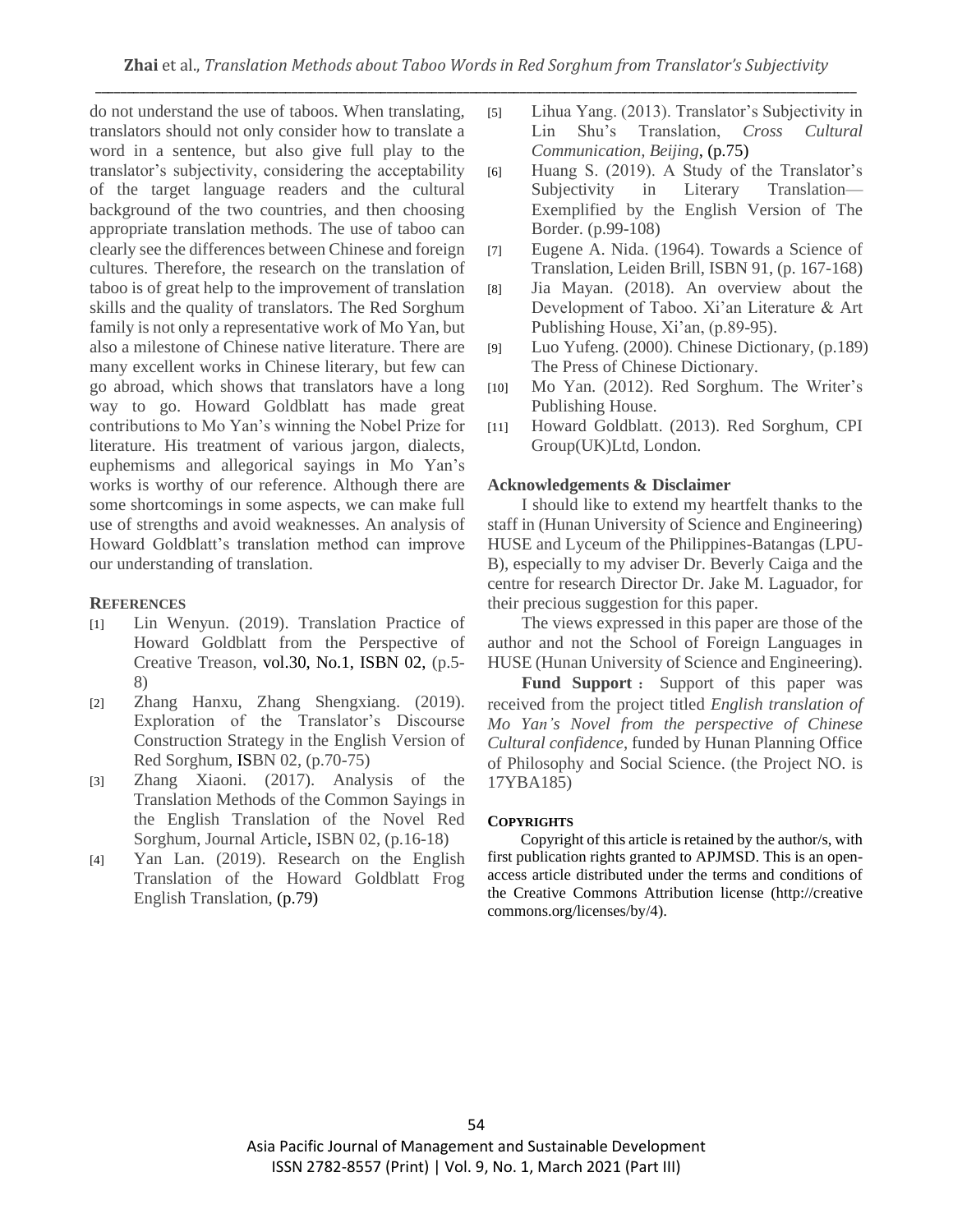do not understand the use of taboos. When translating, translators should not only consider how to translate a word in a sentence, but also give full play to the translator's subjectivity, considering the acceptability of the target language readers and the cultural background of the two countries, and then choosing appropriate translation methods. The use of taboo can clearly see the differences between Chinese and foreign cultures. Therefore, the research on the translation of taboo is of great help to the improvement of translation skills and the quality of translators. The Red Sorghum family is not only a representative work of Mo Yan, but also a milestone of Chinese native literature. There are many excellent works in Chinese literary, but few can go abroad, which shows that translators have a long way to go. Howard Goldblatt has made great contributions to Mo Yan's winning the Nobel Prize for literature. His treatment of various jargon, dialects, euphemisms and allegorical sayings in Mo Yan's works is worthy of our reference. Although there are some shortcomings in some aspects, we can make full use of strengths and avoid weaknesses. An analysis of Howard Goldblatt's translation method can improve our understanding of translation.

## REFERENCES

[1] Lin Wenyun. (2019). Translation Practice of Howard Goldblatt from the Perspective of Creative Treason, vol.30, No.1, ISBN 02, (p.5-8)

[2] Zhang Hanxu, Zhang Shengxiang. (2019). Exploration of the Translator's Discourse Construction Strategy in the English Version of Red Sorghum, ISBN 02, (p.70-75)

[3] Zhang Xiaoni. (2017). Analysis of the Translation Methods of the Common Sayings in the English Translation of the Novel Red Sorghum, Journal Article, ISBN 02, (p.16-18)

[4] Yan Lan. (2019). Research on the English Translation of the Howard Goldblatt Frog English Translation, (p.79)

[5] Lihua Yang. (2013). Translator's Subjectivity in Lin Shu's Translation, *Cross Cultural Communication, Beijing*, (p.75)

[6] Huang S. (2019). A Study of the Translator's Subjectivity in Literary Translation— Exemplified by the English Version of The Border. (p.99-108)

[7] Eugene A. Nida. (1964). Towards a Science of Translation, Leiden Brill, ISBN 91, (p. 167-168)

[8] Jia Mayan. (2018). An overview about the Development of Taboo. Xi'an Literature & Art Publishing House, Xi'an, (p.89-95).

[9] Luo Yufeng. (2000). Chinese Dictionary, (p.189) The Press of Chinese Dictionary.

[10] Mo Yan. (2012). Red Sorghum. The Writer's Publishing House.

[11] Howard Goldblatt. (2013). Red Sorghum, CPI Group(UK)Ltd, London.

## Acknowledgements & Disclaimer

I should like to extend my heartfelt thanks to the staff in (Hunan University of Science and Engineering) HUSE and Lyceum of the Philippines-Batangas (LPU-B), especially to my adviser Dr. Beverly Caiga and the centre for research Director Dr. Jake M. Laguador, for their precious suggestion for this paper.

The views expressed in this paper are those of the author and not the School of Foreign Languages in HUSE (Hunan University of Science and Engineering).

**Fund Support：** Support of this paper was received from the project titled *English translation of Mo Yan's Novel from the perspective of Chinese Cultural confidence*, funded by Hunan Planning Office of Philosophy and Social Science. (the Project NO. is 17YBA185)

## COPYRIGHTS

Copyright of this article is retained by the author/s, with first publication rights granted to APJMSD. This is an open-access article distributed under the terms and conditions of the Creative Commons Attribution license (http://creative commons.org/licenses/by/4).